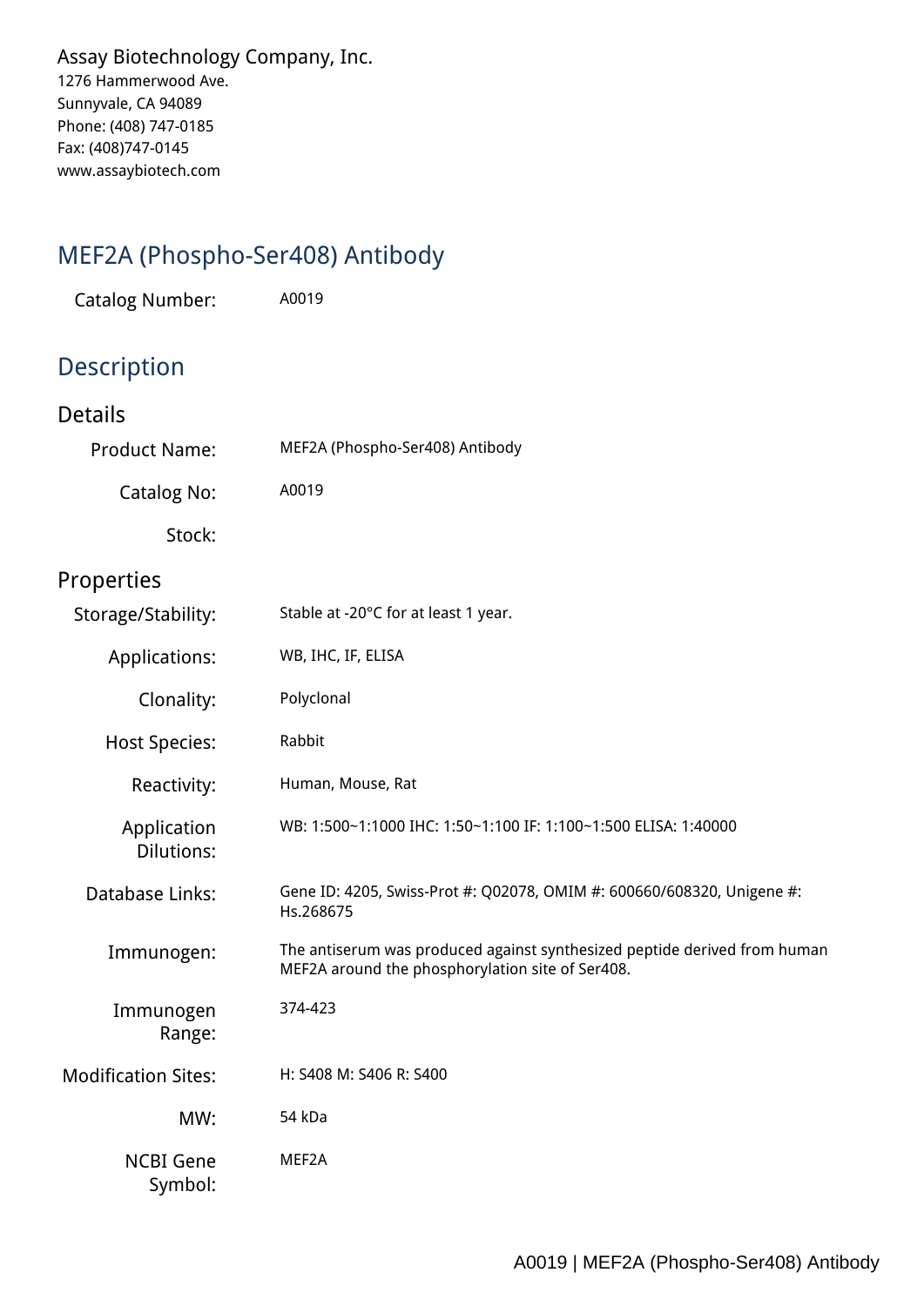Assay Biotechnology Company, Inc.
1276 Hammerwood Ave.
Sunnyvale, CA 94089
Phone: (408) 747-0185
Fax: (408)747-0145
www.assaybiotech.com

# MEF2A (Phospho-Ser408) Antibody

| | |
|---|---|
| Catalog Number: | A0019 |

## Description

### Details

| | |
|---|---|
| Product Name: | MEF2A (Phospho-Ser408) Antibody |
| Catalog No: | A0019 |
| Stock: | |

### Properties

| | |
|---|---|
| Storage/Stability: | Stable at -20°C for at least 1 year. |
| Applications: | WB, IHC, IF, ELISA |
| Clonality: | Polyclonal |
| Host Species: | Rabbit |
| Reactivity: | Human, Mouse, Rat |
| Application Dilutions: | WB: 1:500~1:1000 IHC: 1:50~1:100 IF: 1:100~1:500 ELISA: 1:40000 |
| Database Links: | Gene ID: 4205, Swiss-Prot #: Q02078, OMIM #: 600660/608320, Unigene #: Hs.268675 |
| Immunogen: | The antiserum was produced against synthesized peptide derived from human MEF2A around the phosphorylation site of Ser408. |
| Immunogen Range: | 374-423 |
| Modification Sites: | H: S408 M: S406 R: S400 |
| MW: | 54 kDa |
| NCBI Gene Symbol: | MEF2A |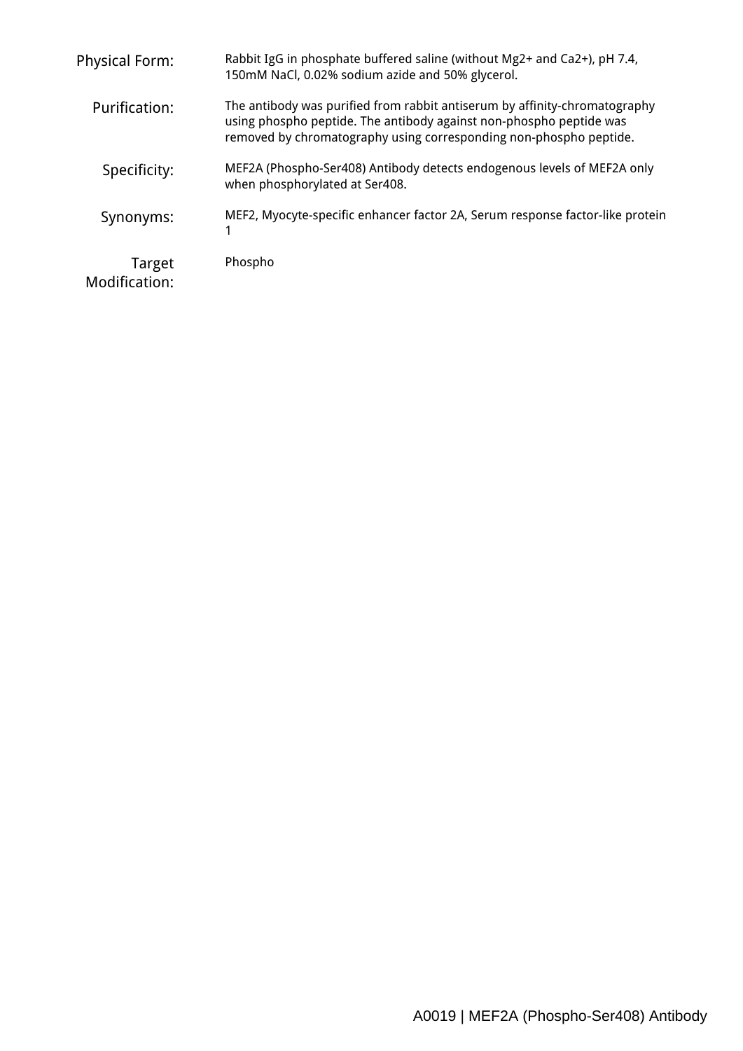| | |
|---|---|
| Physical Form: | Rabbit IgG in phosphate buffered saline (without Mg2+ and Ca2+), pH 7.4, 150mM NaCl, 0.02% sodium azide and 50% glycerol. |
| Purification: | The antibody was purified from rabbit antiserum by affinity-chromatography using phospho peptide. The antibody against non-phospho peptide was removed by chromatography using corresponding non-phospho peptide. |
| Specificity: | MEF2A (Phospho-Ser408) Antibody detects endogenous levels of MEF2A only when phosphorylated at Ser408. |
| Synonyms: | MEF2, Myocyte-specific enhancer factor 2A, Serum response factor-like protein 1 |
| Target Modification: | Phospho |